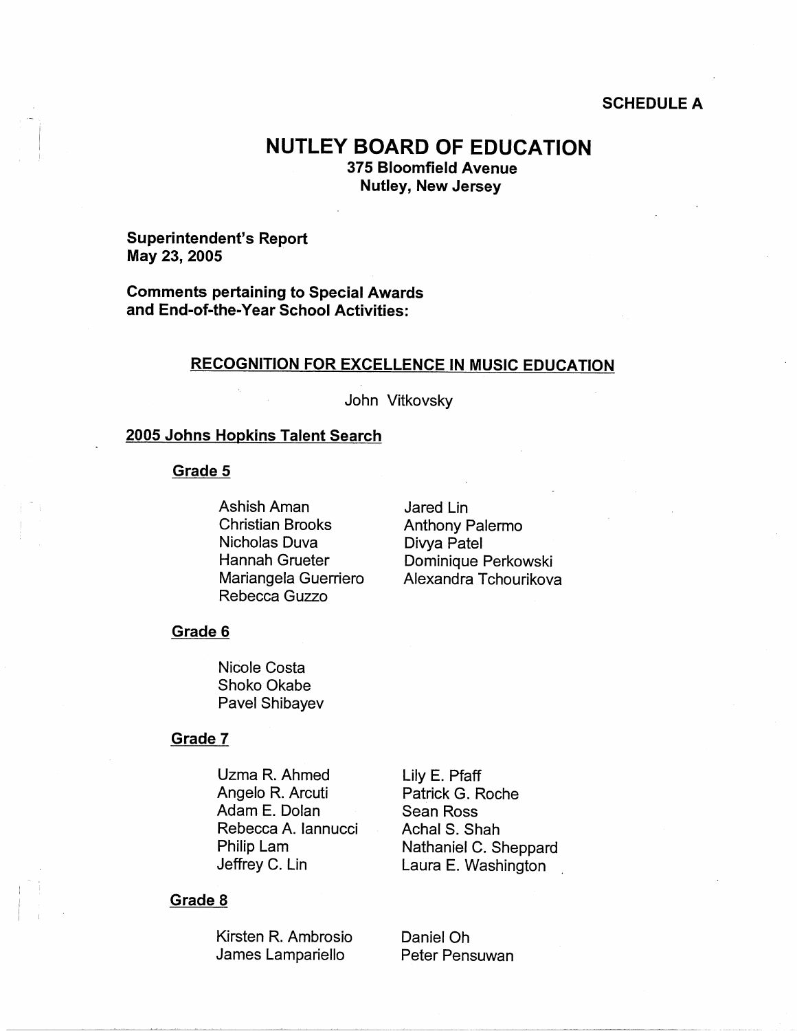**SCHEDULE A**

# NUTLEY BOARD OF EDUCATION

**375 Bloomfield Avenue**
**Nutley, New Jersey**

**Superintendent's Report**
**May 23, 2005**

**Comments pertaining to Special Awards and End-of-the-Year School Activities:**

## RECOGNITION FOR EXCELLENCE IN MUSIC EDUCATION

John Vitkovsky

## 2005 Johns Hopkins Talent Search

### Grade 5

Ashish Aman
Christian Brooks
Nicholas Duva
Hannah Grueter
Mariangela Guerriero
Rebecca Guzzo
Jared Lin
Anthony Palermo
Divya Patel
Dominique Perkowski
Alexandra Tchourikova

### Grade 6

Nicole Costa
Shoko Okabe
Pavel Shibayev

### Grade 7

Uzma R. Ahmed
Angelo R. Arcuti
Adam E. Dolan
Rebecca A. Iannucci
Philip Lam
Jeffrey C. Lin
Lily E. Pfaff
Patrick G. Roche
Sean Ross
Achal S. Shah
Nathaniel C. Sheppard
Laura E. Washington

### Grade 8

Kirsten R. Ambrosio
James Lampariello
Daniel Oh
Peter Pensuwan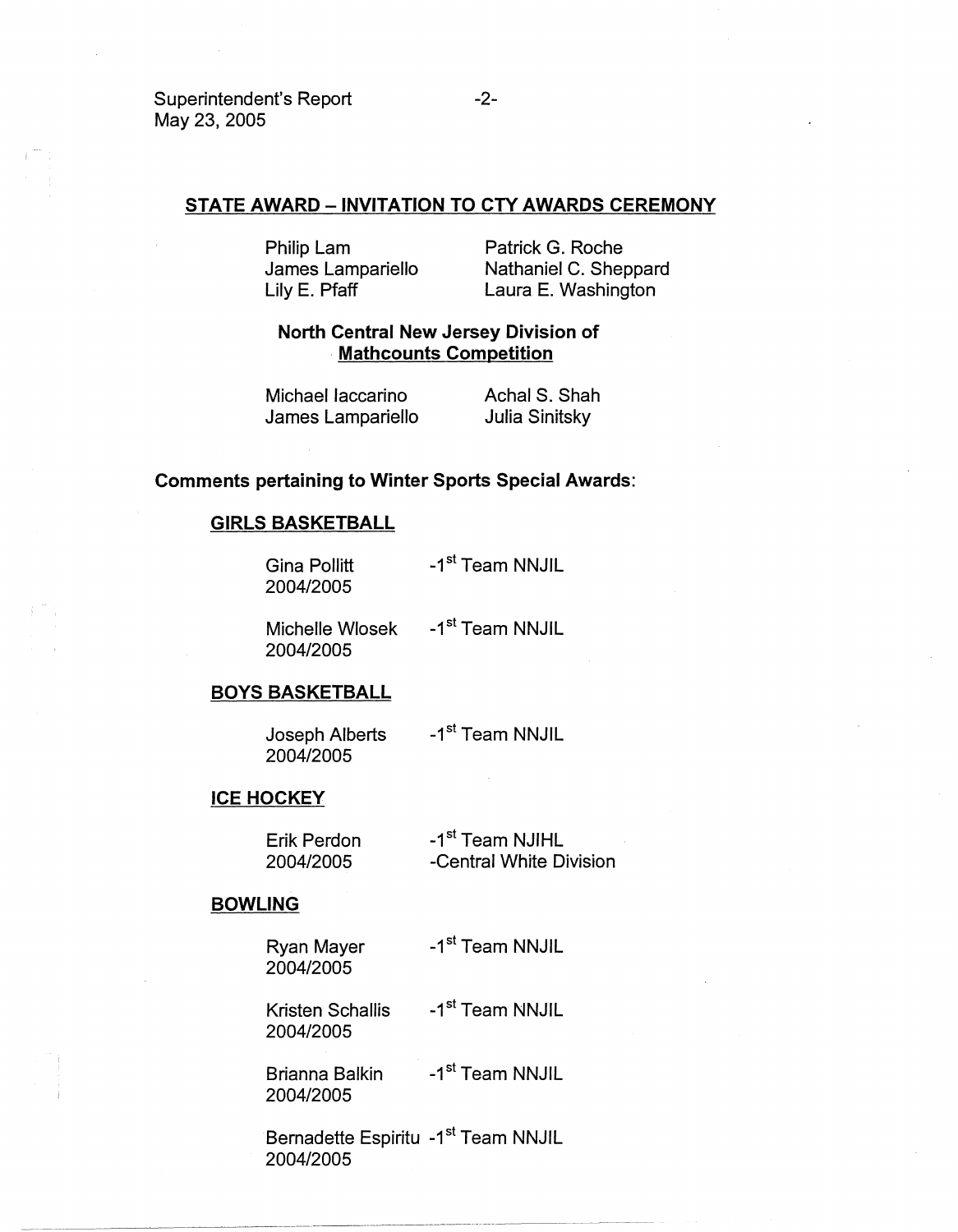## STATE AWARD – INVITATION TO CTY AWARDS CEREMONY

Philip Lam
James Lampariello
Lily E. Pfaff
Patrick G. Roche
Nathaniel C. Sheppard
Laura E. Washington

### North Central New Jersey Division of Mathcounts Competition

Michael Iaccarino
James Lampariello
Achal S. Shah
Julia Sinitsky

**Comments pertaining to Winter Sports Special Awards:**

**GIRLS BASKETBALL**

Gina Pollitt 2004/2005 -1st Team NNJIL

Michelle Wlosek 2004/2005 -1st Team NNJIL

**BOYS BASKETBALL**

Joseph Alberts 2004/2005 -1st Team NNJIL

**ICE HOCKEY**

Erik Perdon 2004/2005 -1st Team NJIHL -Central White Division

**BOWLING**

Ryan Mayer 2004/2005 -1st Team NNJIL

Kristen Schallis 2004/2005 -1st Team NNJIL

Brianna Balkin 2004/2005 -1st Team NNJIL

Bernadette Espiritu 2004/2005 -1st Team NNJIL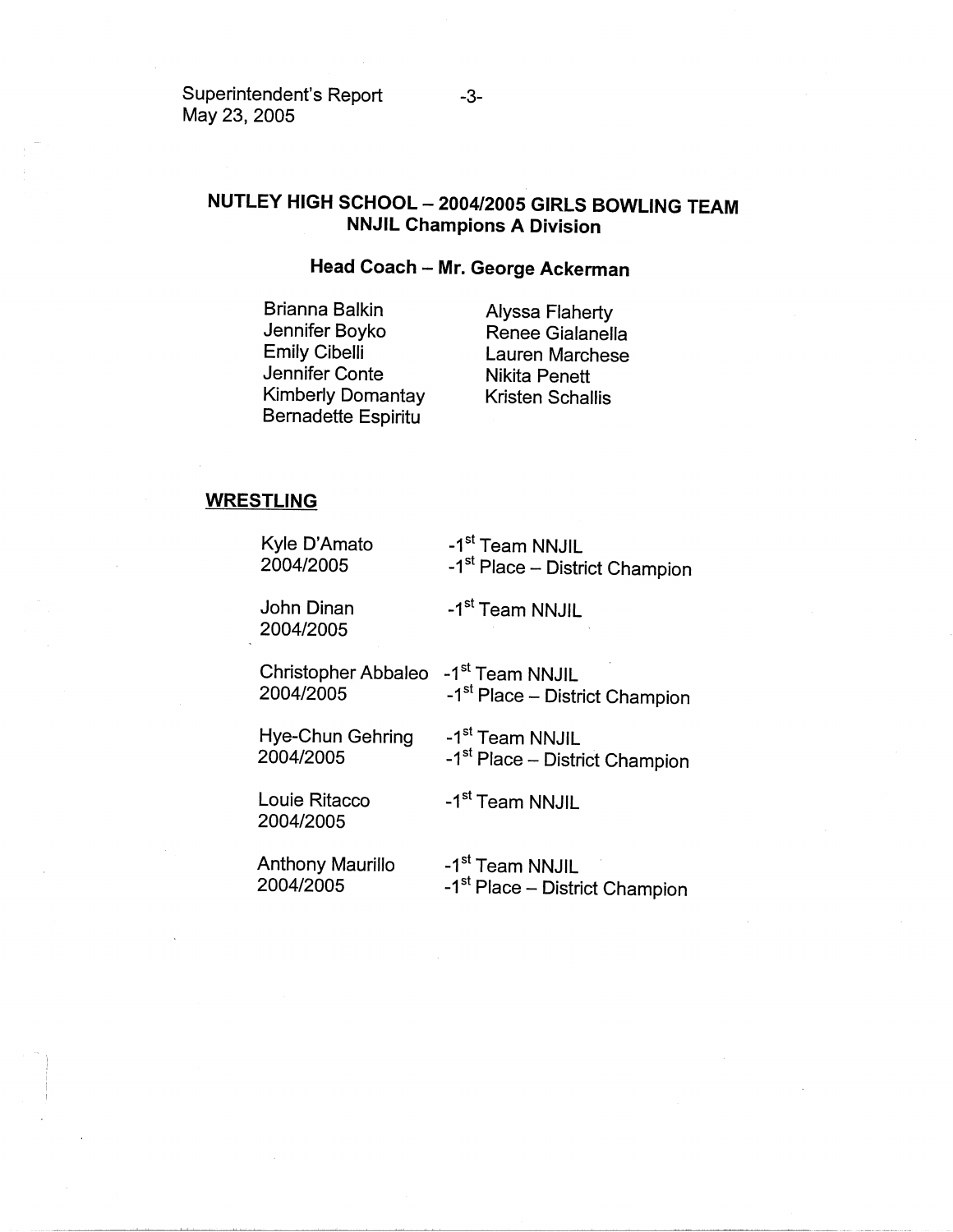## NUTLEY HIGH SCHOOL – 2004/2005 GIRLS BOWLING TEAM
### NNJIL Champions A Division

### Head Coach – Mr. George Ackerman

- Brianna Balkin
- Jennifer Boyko
- Emily Cibelli
- Jennifer Conte
- Kimberly Domantay
- Bernadette Espiritu
- Alyssa Flaherty
- Renee Gialanella
- Lauren Marchese
- Nikita Penett
- Kristen Schallis

## WRESTLING

Kyle D'Amato
2004/2005
- 1st Team NNJIL
- 1st Place – District Champion

John Dinan
2004/2005
- 1st Team NNJIL

Christopher Abbaleo
2004/2005
- 1st Team NNJIL
- 1st Place – District Champion

Hye-Chun Gehring
2004/2005
- 1st Team NNJIL
- 1st Place – District Champion

Louie Ritacco
2004/2005
- 1st Team NNJIL

Anthony Maurillo
2004/2005
- 1st Team NNJIL
- 1st Place – District Champion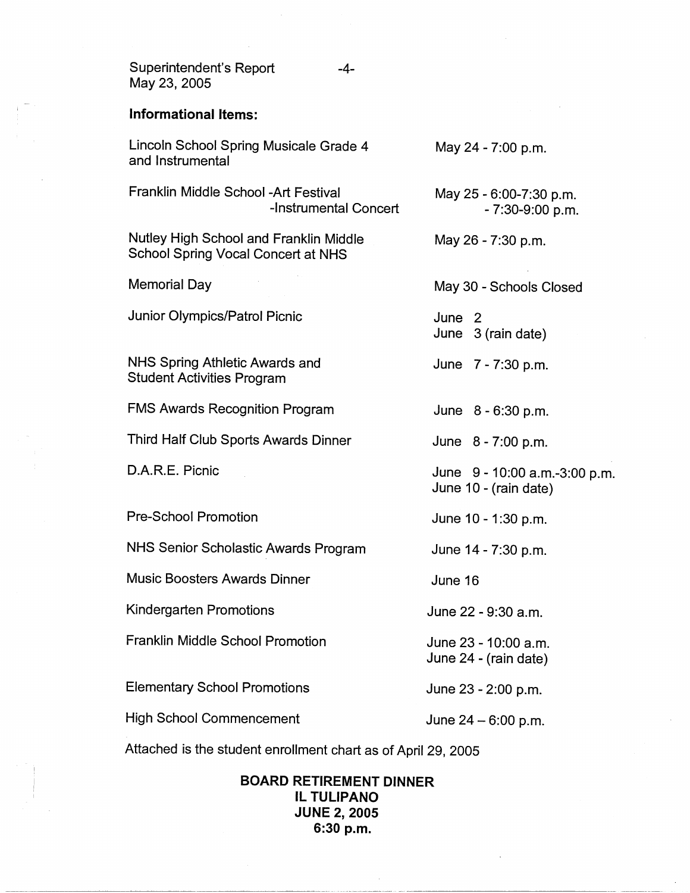Superintendent's Report
May 23, 2005

**Informational Items:**

| | |
|---|---|
| Lincoln School Spring Musicale Grade 4 and Instrumental | May 24 - 7:00 p.m. |
| Franklin Middle School -Art Festival<br>-Instrumental Concert | May 25 - 6:00-7:30 p.m.<br>- 7:30-9:00 p.m. |
| Nutley High School and Franklin Middle School Spring Vocal Concert at NHS | May 26 - 7:30 p.m. |
| Memorial Day | May 30 - Schools Closed |
| Junior Olympics/Patrol Picnic | June 2<br>June 3 (rain date) |
| NHS Spring Athletic Awards and Student Activities Program | June 7 - 7:30 p.m. |
| FMS Awards Recognition Program | June 8 - 6:30 p.m. |
| Third Half Club Sports Awards Dinner | June 8 - 7:00 p.m. |
| D.A.R.E. Picnic | June 9 - 10:00 a.m.-3:00 p.m.<br>June 10 - (rain date) |
| Pre-School Promotion | June 10 - 1:30 p.m. |
| NHS Senior Scholastic Awards Program | June 14 - 7:30 p.m. |
| Music Boosters Awards Dinner | June 16 |
| Kindergarten Promotions | June 22 - 9:30 a.m. |
| Franklin Middle School Promotion | June 23 - 10:00 a.m.<br>June 24 - (rain date) |
| Elementary School Promotions | June 23 - 2:00 p.m. |
| High School Commencement | June 24 – 6:00 p.m. |

Attached is the student enrollment chart as of April 29, 2005

**BOARD RETIREMENT DINNER**
**IL TULIPANO**
**JUNE 2, 2005**
**6:30 p.m.**